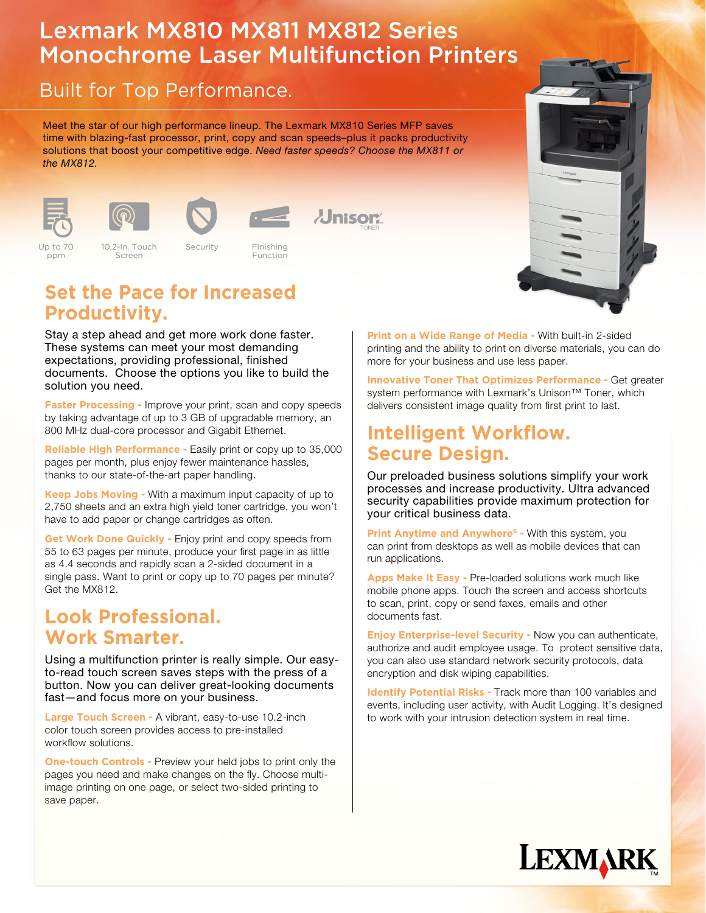# Lexmark MX810 MX811 MX812 Series Monochrome Laser Multifunction Printers

## Built for Top Performance.

Meet the star of our high performance lineup. The Lexmark MX810 Series MFP saves time with blazing-fast processor, print, copy and scan speeds–plus it packs productivity solutions that boost your competitive edge. *Need faster speeds? Choose the MX811 or the MX812.*

Up to 70 ppm | 10.2-In. Touch Screen | Security | Finishing Function | Unison TONER

## Set the Pace for Increased Productivity.

Stay a step ahead and get more work done faster. These systems can meet your most demanding expectations, providing professional, finished documents. Choose the options you like to build the solution you need.

**Faster Processing -** Improve your print, scan and copy speeds by taking advantage of up to 3 GB of upgradable memory, an 800 MHz dual-core processor and Gigabit Ethernet.

**Reliable High Performance -** Easily print or copy up to 35,000 pages per month, plus enjoy fewer maintenance hassles, thanks to our state-of-the-art paper handling.

**Keep Jobs Moving -** With a maximum input capacity of up to 2,750 sheets and an extra high yield toner cartridge, you won't have to add paper or change cartridges as often.

**Get Work Done Quickly -** Enjoy print and copy speeds from 55 to 63 pages per minute, produce your first page in as little as 4.4 seconds and rapidly scan a 2-sided document in a single pass. Want to print or copy up to 70 pages per minute? Get the MX812.

## Look Professional. Work Smarter.

Using a multifunction printer is really simple. Our easy-to-read touch screen saves steps with the press of a button. Now you can deliver great-looking documents fast—and focus more on your business.

**Large Touch Screen -** A vibrant, easy-to-use 10.2-inch color touch screen provides access to pre-installed workflow solutions.

**One-touch Controls -** Preview your held jobs to print only the pages you need and make changes on the fly. Choose multi-image printing on one page, or select two-sided printing to save paper.

**Print on a Wide Range of Media -** With built-in 2-sided printing and the ability to print on diverse materials, you can do more for your business and use less paper.

**Innovative Toner That Optimizes Performance -** Get greater system performance with Lexmark's Unison™ Toner, which delivers consistent image quality from first print to last.

## Intelligent Workflow. Secure Design.

Our preloaded business solutions simplify your work processes and increase productivity. Ultra advanced security capabilities provide maximum protection for your critical business data.

**Print Anytime and Anywhere[6] -** With this system, you can print from desktops as well as mobile devices that can run applications.

**Apps Make It Easy -** Pre-loaded solutions work much like mobile phone apps. Touch the screen and access shortcuts to scan, print, copy or send faxes, emails and other documents fast.

**Enjoy Enterprise-level Security -** Now you can authenticate, authorize and audit employee usage. To protect sensitive data, you can also use standard network security protocols, data encryption and disk wiping capabilities.

**Identify Potential Risks -** Track more than 100 variables and events, including user activity, with Audit Logging. It's designed to work with your intrusion detection system in real time.

LEXMARK™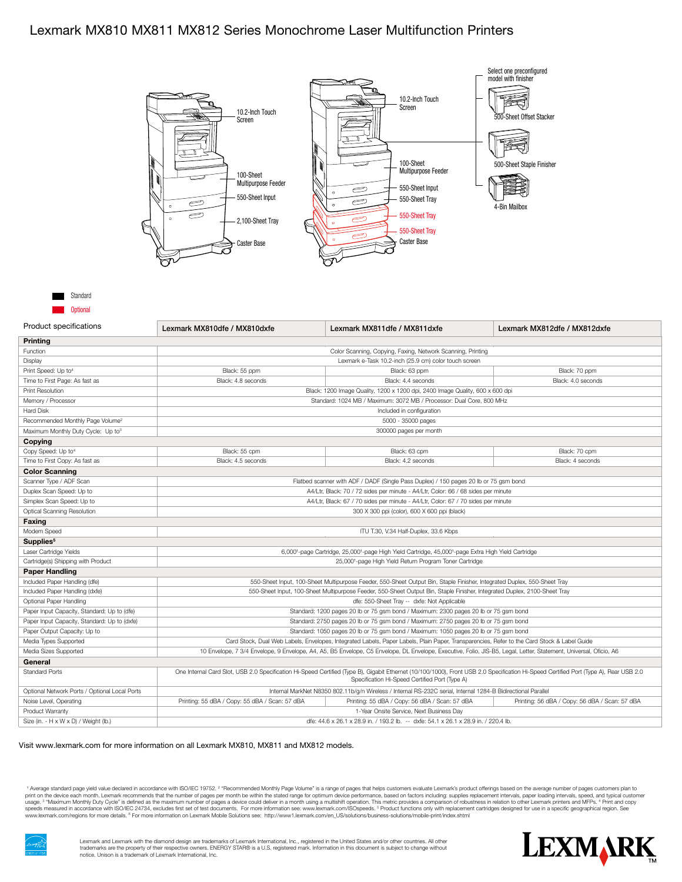# Lexmark MX810 MX811 MX812 Series Monochrome Laser Multifunction Printers

10.2-Inch Touch Screen

100-Sheet Multipurpose Feeder

550-Sheet Input

2,100-Sheet Tray

Caster Base

10.2-Inch Touch Screen

100-Sheet Multipurpose Feeder

550-Sheet Input

550-Sheet Tray

550-Sheet Tray

550-Sheet Tray

Caster Base

Select one preconfigured model with finisher

500-Sheet Offset Stacker

500-Sheet Staple Finisher

4-Bin Mailbox

Standard

Optional

| Product specifications | Lexmark MX810dfe / MX810dxfe | Lexmark MX811dfe / MX811dxfe | Lexmark MX812dfe / MX812dxfe |
|---|---|---|---|
| **Printing** | | | |
| Function | Color Scanning, Copying, Faxing, Network Scanning, Printing | | |
| Display | Lexmark e-Task 10.2-inch (25.9 cm) color touch screen | | |
| Print Speed: Up to[4] | Black: 55 ppm | Black: 63 ppm | Black: 70 ppm |
| Time to First Page: As fast as | Black: 4.8 seconds | Black: 4.4 seconds | Black: 4.0 seconds |
| Print Resolution | Black: 1200 Image Quality, 1200 x 1200 dpi, 2400 Image Quality, 600 x 600 dpi | | |
| Memory / Processor | Standard: 1024 MB / Maximum: 3072 MB / Processor: Dual Core, 800 MHz | | |
| Hard Disk | Included in configuration | | |
| Recommended Monthly Page Volume[2] | 5000 - 35000 pages | | |
| Maximum Monthly Duty Cycle: Up to[3] | 300000 pages per month | | |
| **Copying** | | | |
| Copy Speed: Up to[4] | Black: 55 cpm | Black: 63 cpm | Black: 70 cpm |
| Time to First Copy: As fast as | Black: 4.5 seconds | Black: 4.2 seconds | Black: 4 seconds |
| **Color Scanning** | | | |
| Scanner Type / ADF Scan | Flatbed scanner with ADF / DADF (Single Pass Duplex) / 150 pages 20 lb or 75 gsm bond | | |
| Duplex Scan Speed: Up to | A4/Ltr, Black: 70 / 72 sides per minute - A4/Ltr, Color: 66 / 68 sides per minute | | |
| Simplex Scan Speed: Up to | A4/Ltr, Black: 67 / 70 sides per minute - A4/Ltr, Color: 67 / 70 sides per minute | | |
| Optical Scanning Resolution | 300 X 300 ppi (color), 600 X 600 ppi (black) | | |
| **Faxing** | | | |
| Modem Speed | ITU T.30, V.34 Half-Duplex, 33.6 Kbps | | |
| **Supplies[5]** | | | |
| Laser Cartridge Yields | 6,000[1]-page Cartridge, 25,000[1]-page High Yield Cartridge, 45,000[1]-page Extra High Yield Cartridge | | |
| Cartridge(s) Shipping with Product | 25,000[1]-page High Yield Return Program Toner Cartridge | | |
| **Paper Handling** | | | |
| Included Paper Handling (dfe) | 550-Sheet Input, 100-Sheet Multipurpose Feeder, 550-Sheet Output Bin, Staple Finisher, Integrated Duplex, 550-Sheet Tray | | |
| Included Paper Handling (dxfe) | 550-Sheet Input, 100-Sheet Multipurpose Feeder, 550-Sheet Output Bin, Staple Finisher, Integrated Duplex, 2100-Sheet Tray | | |
| Optional Paper Handling | dfe: 550-Sheet Tray -- dxfe: Not Applicable | | |
| Paper Input Capacity, Standard: Up to (dfe) | Standard: 1200 pages 20 lb or 75 gsm bond / Maximum: 2300 pages 20 lb or 75 gsm bond | | |
| Paper Input Capacity, Standard: Up to (dxfe) | Standard: 2750 pages 20 lb or 75 gsm bond / Maximum: 2750 pages 20 lb or 75 gsm bond | | |
| Paper Output Capacity: Up to | Standard: 1050 pages 20 lb or 75 gsm bond / Maximum: 1050 pages 20 lb or 75 gsm bond | | |
| Media Types Supported | Card Stock, Dual Web Labels, Envelopes, Integrated Labels, Paper Labels, Plain Paper, Transparencies, Refer to the Card Stock & Label Guide | | |
| Media Sizes Supported | 10 Envelope, 7 3/4 Envelope, 9 Envelope, A4, A5, B5 Envelope, C5 Envelope, DL Envelope, Executive, Folio, JIS-B5, Legal, Letter, Statement, Universal, Oficio, A6 | | |
| **General** | | | |
| Standard Ports | One Internal Card Slot, USB 2.0 Specification Hi-Speed Certified (Type B), Gigabit Ethernet (10/100/1000), Front USB 2.0 Specification Hi-Speed Certified Port (Type A), Rear USB 2.0 Specification Hi-Speed Certified Port (Type A) | | |
| Optional Network Ports / Optional Local Ports | Internal MarkNet N8350 802.11b/g/n Wireless / Internal RS-232C serial, Internal 1284-B Bidirectional Parallel | | |
| Noise Level, Operating | Printing: 55 dBA / Copy: 55 dBA / Scan: 57 dBA | Printing: 55 dBA / Copy: 56 dBA / Scan: 57 dBA | Printing: 56 dBA / Copy: 56 dBA / Scan: 57 dBA |
| Product Warranty | 1-Year Onsite Service, Next Business Day | | |
| Size (in. - H x W x D) / Weight (lb.) | dfe: 44.6 x 26.1 x 28.9 in. / 193.2 lb. -- dxfe: 54.1 x 26.1 x 28.9 in. / 220.4 lb. | | |

Visit www.lexmark.com for more information on all Lexmark MX810, MX811 and MX812 models.

[1] Average standard page yield value declared in accordance with ISO/IEC 19752. [2] "Recommended Monthly Page Volume" is a range of pages that helps customers evaluate Lexmark's product offerings based on the average number of pages customers plan to print on the device each month. Lexmark recommends that the number of pages per month be within the stated range for optimum device performance, based on factors including: supplies replacement intervals, paper loading intervals, speed, and typical customer usage. [3] "Maximum Monthly Duty Cycle" is defined as the maximum number of pages a device could deliver in a month using a multishift operation. This metric provides a comparison of robustness in relation to other Lexmark printers and MFPs. [4] Print and copy speeds measured in accordance with ISO/IEC 24734, excludes first set of test documents. For more information see: www.lexmark.com/ISOspeeds. [5] Product functions only with replacement cartridges designed for use in a specific geographical region. See www.lexmark.com/regions for more details. [6] For more information on Lexmark Mobile Solutions see: http://www1.lexmark.com/en_US/solutions/business-solutions/mobile-print/index.shtml

Lexmark and Lexmark with the diamond design are trademarks of Lexmark International, Inc., registered in the United States and/or other countries. All other trademarks are the property of their respective owners. ENERGY STAR® is a U.S. registered mark. Information in this document is subject to change without notice. Unison is a trademark of Lexmark International, Inc.